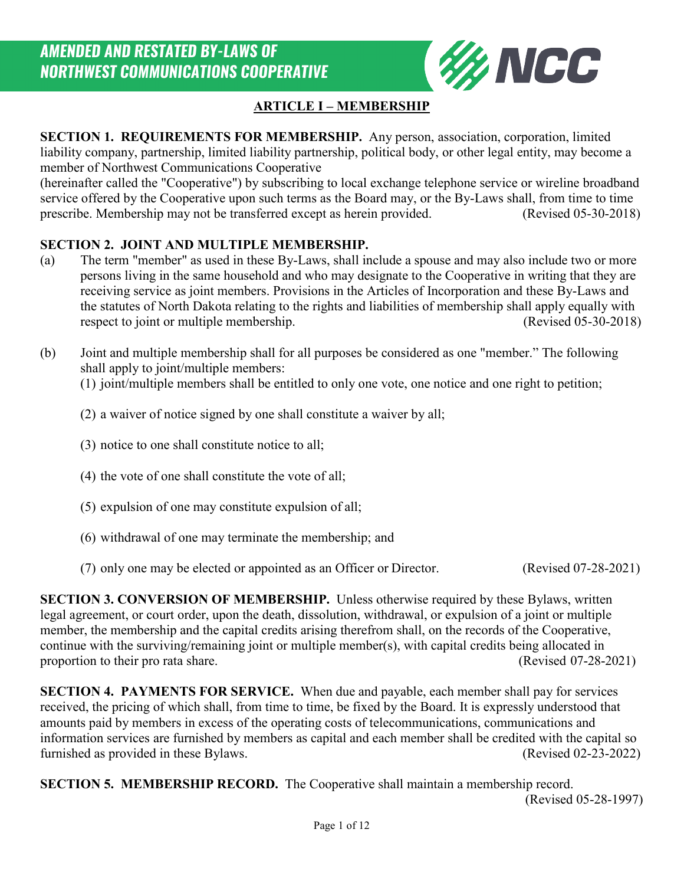# AMENDED AND RESTATED BY-LAWS OF NORTHWEST COMMUNICATIONS COOPERATIVE

## ARTICLE I – MEMBERSHIP

**SECTION 1. REQUIREMENTS FOR MEMBERSHIP.** Any person, association, corporation, limited liability company, partnership, limited liability partnership, political body, or other legal entity, may become a member of Northwest Communications Cooperative (hereinafter called the "Cooperative") by subscribing to local exchange telephone service or wireline broadband service offered by the Cooperative upon such terms as the Board may, or the By-Laws shall, from time to time prescribe. Membership may not be transferred except as herein provided. (Revised 05-30-2018)

**SECTION 2. JOINT AND MULTIPLE MEMBERSHIP.**

(a) The term "member" as used in these By-Laws, shall include a spouse and may also include two or more persons living in the same household and who may designate to the Cooperative in writing that they are receiving service as joint members. Provisions in the Articles of Incorporation and these By-Laws and the statutes of North Dakota relating to the rights and liabilities of membership shall apply equally with respect to joint or multiple membership. (Revised 05-30-2018)

(b) Joint and multiple membership shall for all purposes be considered as one "member." The following shall apply to joint/multiple members:

(1) joint/multiple members shall be entitled to only one vote, one notice and one right to petition;

(2) a waiver of notice signed by one shall constitute a waiver by all;

(3) notice to one shall constitute notice to all;

(4) the vote of one shall constitute the vote of all;

(5) expulsion of one may constitute expulsion of all;

(6) withdrawal of one may terminate the membership; and

(7) only one may be elected or appointed as an Officer or Director. (Revised 07-28-2021)

**SECTION 3. CONVERSION OF MEMBERSHIP.** Unless otherwise required by these Bylaws, written legal agreement, or court order, upon the death, dissolution, withdrawal, or expulsion of a joint or multiple member, the membership and the capital credits arising therefrom shall, on the records of the Cooperative, continue with the surviving/remaining joint or multiple member(s), with capital credits being allocated in proportion to their pro rata share. (Revised 07-28-2021)

**SECTION 4. PAYMENTS FOR SERVICE.** When due and payable, each member shall pay for services received, the pricing of which shall, from time to time, be fixed by the Board. It is expressly understood that amounts paid by members in excess of the operating costs of telecommunications, communications and information services are furnished by members as capital and each member shall be credited with the capital so furnished as provided in these Bylaws. (Revised 02-23-2022)

**SECTION 5. MEMBERSHIP RECORD.** The Cooperative shall maintain a membership record. (Revised 05-28-1997)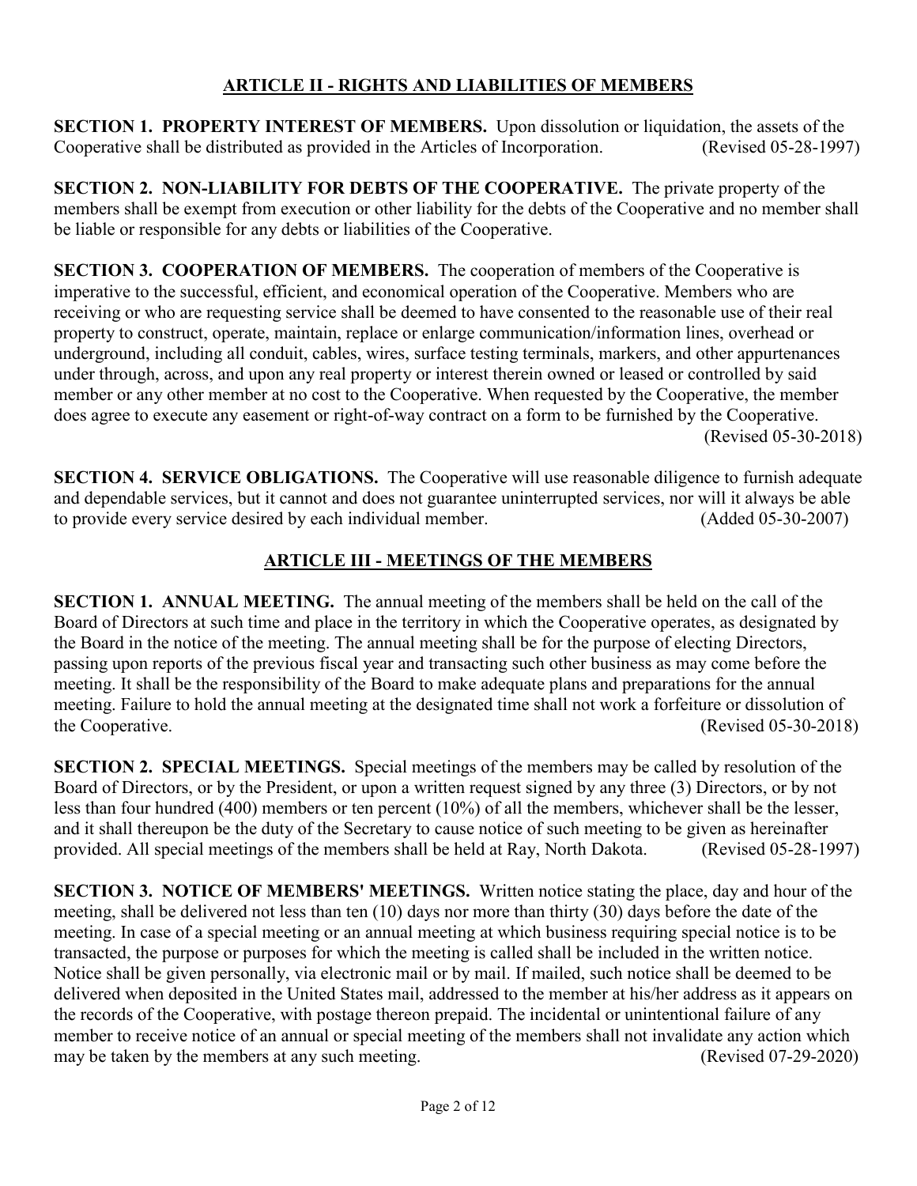## ARTICLE II - RIGHTS AND LIABILITIES OF MEMBERS

**SECTION 1. PROPERTY INTEREST OF MEMBERS.** Upon dissolution or liquidation, the assets of the Cooperative shall be distributed as provided in the Articles of Incorporation. (Revised 05-28-1997)

**SECTION 2. NON-LIABILITY FOR DEBTS OF THE COOPERATIVE.** The private property of the members shall be exempt from execution or other liability for the debts of the Cooperative and no member shall be liable or responsible for any debts or liabilities of the Cooperative.

**SECTION 3. COOPERATION OF MEMBERS.** The cooperation of members of the Cooperative is imperative to the successful, efficient, and economical operation of the Cooperative. Members who are receiving or who are requesting service shall be deemed to have consented to the reasonable use of their real property to construct, operate, maintain, replace or enlarge communication/information lines, overhead or underground, including all conduit, cables, wires, surface testing terminals, markers, and other appurtenances under through, across, and upon any real property or interest therein owned or leased or controlled by said member or any other member at no cost to the Cooperative. When requested by the Cooperative, the member does agree to execute any easement or right-of-way contract on a form to be furnished by the Cooperative. (Revised 05-30-2018)

**SECTION 4. SERVICE OBLIGATIONS.** The Cooperative will use reasonable diligence to furnish adequate and dependable services, but it cannot and does not guarantee uninterrupted services, nor will it always be able to provide every service desired by each individual member. (Added 05-30-2007)

## ARTICLE III - MEETINGS OF THE MEMBERS

**SECTION 1. ANNUAL MEETING.** The annual meeting of the members shall be held on the call of the Board of Directors at such time and place in the territory in which the Cooperative operates, as designated by the Board in the notice of the meeting. The annual meeting shall be for the purpose of electing Directors, passing upon reports of the previous fiscal year and transacting such other business as may come before the meeting. It shall be the responsibility of the Board to make adequate plans and preparations for the annual meeting. Failure to hold the annual meeting at the designated time shall not work a forfeiture or dissolution of the Cooperative. (Revised 05-30-2018)

**SECTION 2. SPECIAL MEETINGS.** Special meetings of the members may be called by resolution of the Board of Directors, or by the President, or upon a written request signed by any three (3) Directors, or by not less than four hundred (400) members or ten percent (10%) of all the members, whichever shall be the lesser, and it shall thereupon be the duty of the Secretary to cause notice of such meeting to be given as hereinafter provided. All special meetings of the members shall be held at Ray, North Dakota. (Revised 05-28-1997)

**SECTION 3. NOTICE OF MEMBERS' MEETINGS.** Written notice stating the place, day and hour of the meeting, shall be delivered not less than ten (10) days nor more than thirty (30) days before the date of the meeting. In case of a special meeting or an annual meeting at which business requiring special notice is to be transacted, the purpose or purposes for which the meeting is called shall be included in the written notice. Notice shall be given personally, via electronic mail or by mail. If mailed, such notice shall be deemed to be delivered when deposited in the United States mail, addressed to the member at his/her address as it appears on the records of the Cooperative, with postage thereon prepaid. The incidental or unintentional failure of any member to receive notice of an annual or special meeting of the members shall not invalidate any action which may be taken by the members at any such meeting. (Revised 07-29-2020)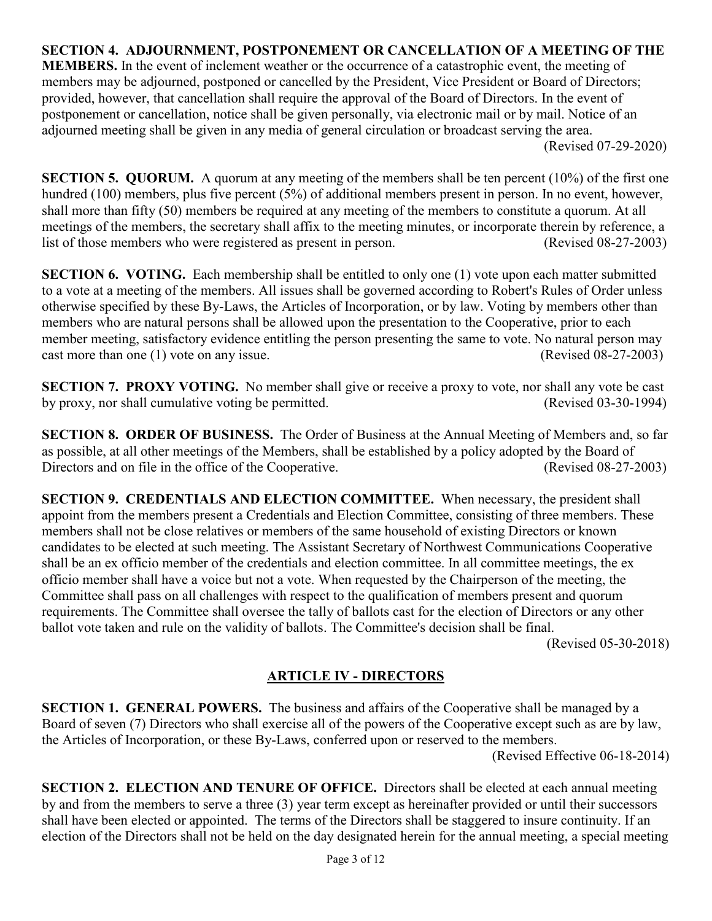**SECTION 4. ADJOURNMENT, POSTPONEMENT OR CANCELLATION OF A MEETING OF THE MEMBERS.** In the event of inclement weather or the occurrence of a catastrophic event, the meeting of members may be adjourned, postponed or cancelled by the President, Vice President or Board of Directors; provided, however, that cancellation shall require the approval of the Board of Directors. In the event of postponement or cancellation, notice shall be given personally, via electronic mail or by mail. Notice of an adjourned meeting shall be given in any media of general circulation or broadcast serving the area. (Revised 07-29-2020)

**SECTION 5. QUORUM.** A quorum at any meeting of the members shall be ten percent (10%) of the first one hundred (100) members, plus five percent (5%) of additional members present in person. In no event, however, shall more than fifty (50) members be required at any meeting of the members to constitute a quorum. At all meetings of the members, the secretary shall affix to the meeting minutes, or incorporate therein by reference, a list of those members who were registered as present in person. (Revised 08-27-2003)

**SECTION 6. VOTING.** Each membership shall be entitled to only one (1) vote upon each matter submitted to a vote at a meeting of the members. All issues shall be governed according to Robert's Rules of Order unless otherwise specified by these By-Laws, the Articles of Incorporation, or by law. Voting by members other than members who are natural persons shall be allowed upon the presentation to the Cooperative, prior to each member meeting, satisfactory evidence entitling the person presenting the same to vote. No natural person may cast more than one (1) vote on any issue. (Revised 08-27-2003)

**SECTION 7. PROXY VOTING.** No member shall give or receive a proxy to vote, nor shall any vote be cast by proxy, nor shall cumulative voting be permitted. (Revised 03-30-1994)

**SECTION 8. ORDER OF BUSINESS.** The Order of Business at the Annual Meeting of Members and, so far as possible, at all other meetings of the Members, shall be established by a policy adopted by the Board of Directors and on file in the office of the Cooperative. (Revised 08-27-2003)

**SECTION 9. CREDENTIALS AND ELECTION COMMITTEE.** When necessary, the president shall appoint from the members present a Credentials and Election Committee, consisting of three members. These members shall not be close relatives or members of the same household of existing Directors or known candidates to be elected at such meeting. The Assistant Secretary of Northwest Communications Cooperative shall be an ex officio member of the credentials and election committee. In all committee meetings, the ex officio member shall have a voice but not a vote. When requested by the Chairperson of the meeting, the Committee shall pass on all challenges with respect to the qualification of members present and quorum requirements. The Committee shall oversee the tally of ballots cast for the election of Directors or any other ballot vote taken and rule on the validity of ballots. The Committee's decision shall be final. (Revised 05-30-2018)

## ARTICLE IV - DIRECTORS

**SECTION 1. GENERAL POWERS.** The business and affairs of the Cooperative shall be managed by a Board of seven (7) Directors who shall exercise all of the powers of the Cooperative except such as are by law, the Articles of Incorporation, or these By-Laws, conferred upon or reserved to the members. (Revised Effective 06-18-2014)

**SECTION 2. ELECTION AND TENURE OF OFFICE.** Directors shall be elected at each annual meeting by and from the members to serve a three (3) year term except as hereinafter provided or until their successors shall have been elected or appointed. The terms of the Directors shall be staggered to insure continuity. If an election of the Directors shall not be held on the day designated herein for the annual meeting, a special meeting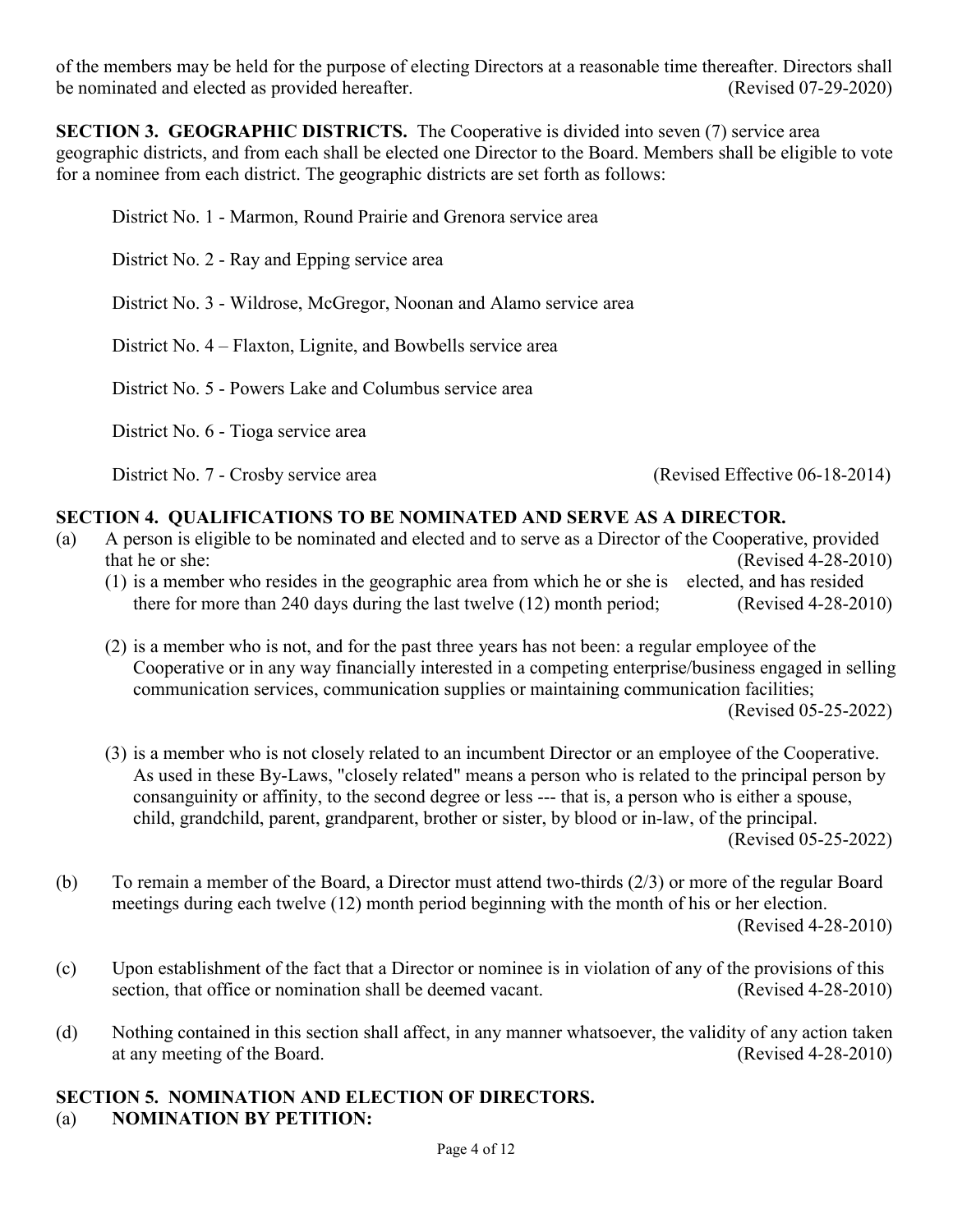of the members may be held for the purpose of electing Directors at a reasonable time thereafter. Directors shall be nominated and elected as provided hereafter. (Revised 07-29-2020)

**SECTION 3. GEOGRAPHIC DISTRICTS.** The Cooperative is divided into seven (7) service area geographic districts, and from each shall be elected one Director to the Board. Members shall be eligible to vote for a nominee from each district. The geographic districts are set forth as follows:

District No. 1 - Marmon, Round Prairie and Grenora service area

District No. 2 - Ray and Epping service area

District No. 3 - Wildrose, McGregor, Noonan and Alamo service area

District No. 4 – Flaxton, Lignite, and Bowbells service area

District No. 5 - Powers Lake and Columbus service area

District No. 6 - Tioga service area

District No. 7 - Crosby service area (Revised Effective 06-18-2014)

## SECTION 4. QUALIFICATIONS TO BE NOMINATED AND SERVE AS A DIRECTOR.

(a) A person is eligible to be nominated and elected and to serve as a Director of the Cooperative, provided that he or she: (Revised 4-28-2010)

(1) is a member who resides in the geographic area from which he or she is elected, and has resided there for more than 240 days during the last twelve (12) month period; (Revised 4-28-2010)

(2) is a member who is not, and for the past three years has not been: a regular employee of the Cooperative or in any way financially interested in a competing enterprise/business engaged in selling communication services, communication supplies or maintaining communication facilities; (Revised 05-25-2022)

(3) is a member who is not closely related to an incumbent Director or an employee of the Cooperative. As used in these By-Laws, "closely related" means a person who is related to the principal person by consanguinity or affinity, to the second degree or less --- that is, a person who is either a spouse, child, grandchild, parent, grandparent, brother or sister, by blood or in-law, of the principal. (Revised 05-25-2022)

(b) To remain a member of the Board, a Director must attend two-thirds (2/3) or more of the regular Board meetings during each twelve (12) month period beginning with the month of his or her election. (Revised 4-28-2010)

(c) Upon establishment of the fact that a Director or nominee is in violation of any of the provisions of this section, that office or nomination shall be deemed vacant. (Revised 4-28-2010)

(d) Nothing contained in this section shall affect, in any manner whatsoever, the validity of any action taken at any meeting of the Board. (Revised 4-28-2010)

## SECTION 5. NOMINATION AND ELECTION OF DIRECTORS.

(a) **NOMINATION BY PETITION:**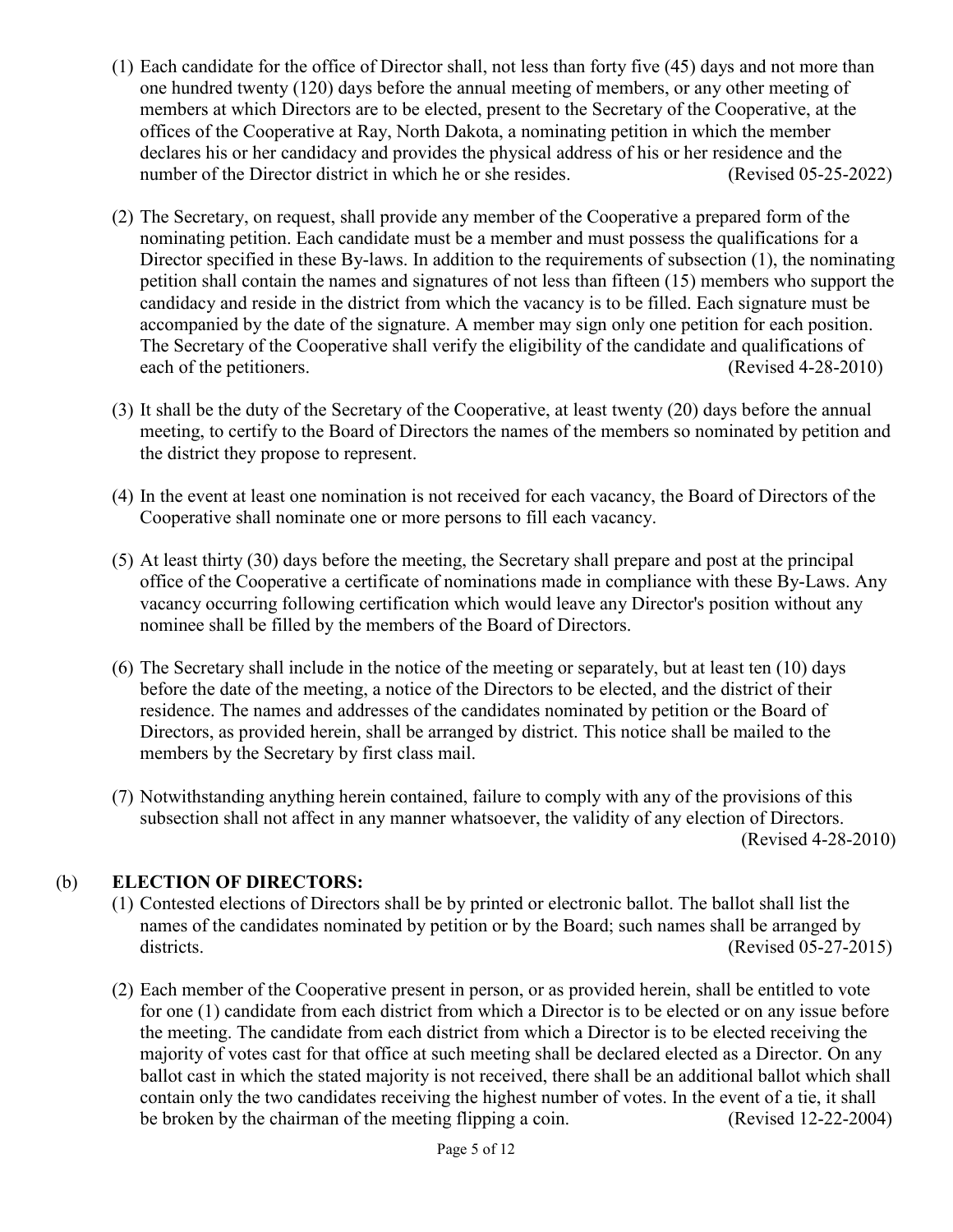(1) Each candidate for the office of Director shall, not less than forty five (45) days and not more than one hundred twenty (120) days before the annual meeting of members, or any other meeting of members at which Directors are to be elected, present to the Secretary of the Cooperative, at the offices of the Cooperative at Ray, North Dakota, a nominating petition in which the member declares his or her candidacy and provides the physical address of his or her residence and the number of the Director district in which he or she resides. (Revised 05-25-2022)

(2) The Secretary, on request, shall provide any member of the Cooperative a prepared form of the nominating petition. Each candidate must be a member and must possess the qualifications for a Director specified in these By-laws. In addition to the requirements of subsection (1), the nominating petition shall contain the names and signatures of not less than fifteen (15) members who support the candidacy and reside in the district from which the vacancy is to be filled. Each signature must be accompanied by the date of the signature. A member may sign only one petition for each position. The Secretary of the Cooperative shall verify the eligibility of the candidate and qualifications of each of the petitioners. (Revised 4-28-2010)

(3) It shall be the duty of the Secretary of the Cooperative, at least twenty (20) days before the annual meeting, to certify to the Board of Directors the names of the members so nominated by petition and the district they propose to represent.

(4) In the event at least one nomination is not received for each vacancy, the Board of Directors of the Cooperative shall nominate one or more persons to fill each vacancy.

(5) At least thirty (30) days before the meeting, the Secretary shall prepare and post at the principal office of the Cooperative a certificate of nominations made in compliance with these By-Laws. Any vacancy occurring following certification which would leave any Director's position without any nominee shall be filled by the members of the Board of Directors.

(6) The Secretary shall include in the notice of the meeting or separately, but at least ten (10) days before the date of the meeting, a notice of the Directors to be elected, and the district of their residence. The names and addresses of the candidates nominated by petition or the Board of Directors, as provided herein, shall be arranged by district. This notice shall be mailed to the members by the Secretary by first class mail.

(7) Notwithstanding anything herein contained, failure to comply with any of the provisions of this subsection shall not affect in any manner whatsoever, the validity of any election of Directors. (Revised 4-28-2010)

(b) **ELECTION OF DIRECTORS:**

(1) Contested elections of Directors shall be by printed or electronic ballot. The ballot shall list the names of the candidates nominated by petition or by the Board; such names shall be arranged by districts. (Revised 05-27-2015)

(2) Each member of the Cooperative present in person, or as provided herein, shall be entitled to vote for one (1) candidate from each district from which a Director is to be elected or on any issue before the meeting. The candidate from each district from which a Director is to be elected receiving the majority of votes cast for that office at such meeting shall be declared elected as a Director. On any ballot cast in which the stated majority is not received, there shall be an additional ballot which shall contain only the two candidates receiving the highest number of votes. In the event of a tie, it shall be broken by the chairman of the meeting flipping a coin. (Revised 12-22-2004)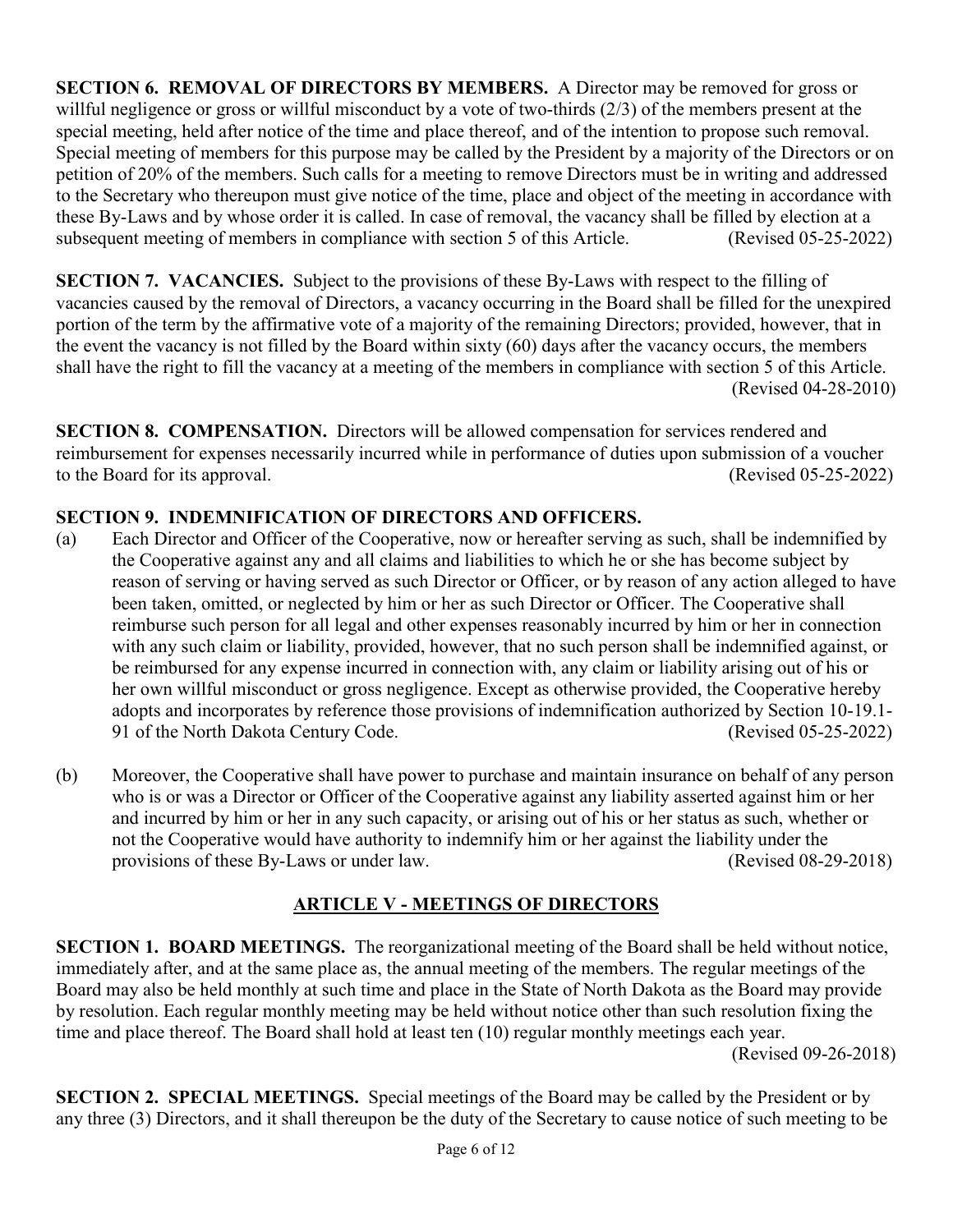**SECTION 6. REMOVAL OF DIRECTORS BY MEMBERS.** A Director may be removed for gross or willful negligence or gross or willful misconduct by a vote of two-thirds (2/3) of the members present at the special meeting, held after notice of the time and place thereof, and of the intention to propose such removal. Special meeting of members for this purpose may be called by the President by a majority of the Directors or on petition of 20% of the members. Such calls for a meeting to remove Directors must be in writing and addressed to the Secretary who thereupon must give notice of the time, place and object of the meeting in accordance with these By-Laws and by whose order it is called. In case of removal, the vacancy shall be filled by election at a subsequent meeting of members in compliance with section 5 of this Article. (Revised 05-25-2022)

**SECTION 7. VACANCIES.** Subject to the provisions of these By-Laws with respect to the filling of vacancies caused by the removal of Directors, a vacancy occurring in the Board shall be filled for the unexpired portion of the term by the affirmative vote of a majority of the remaining Directors; provided, however, that in the event the vacancy is not filled by the Board within sixty (60) days after the vacancy occurs, the members shall have the right to fill the vacancy at a meeting of the members in compliance with section 5 of this Article. (Revised 04-28-2010)

**SECTION 8. COMPENSATION.** Directors will be allowed compensation for services rendered and reimbursement for expenses necessarily incurred while in performance of duties upon submission of a voucher to the Board for its approval. (Revised 05-25-2022)

**SECTION 9. INDEMNIFICATION OF DIRECTORS AND OFFICERS.**

(a) Each Director and Officer of the Cooperative, now or hereafter serving as such, shall be indemnified by the Cooperative against any and all claims and liabilities to which he or she has become subject by reason of serving or having served as such Director or Officer, or by reason of any action alleged to have been taken, omitted, or neglected by him or her as such Director or Officer. The Cooperative shall reimburse such person for all legal and other expenses reasonably incurred by him or her in connection with any such claim or liability, provided, however, that no such person shall be indemnified against, or be reimbursed for any expense incurred in connection with, any claim or liability arising out of his or her own willful misconduct or gross negligence. Except as otherwise provided, the Cooperative hereby adopts and incorporates by reference those provisions of indemnification authorized by Section 10-19.1-91 of the North Dakota Century Code. (Revised 05-25-2022)

(b) Moreover, the Cooperative shall have power to purchase and maintain insurance on behalf of any person who is or was a Director or Officer of the Cooperative against any liability asserted against him or her and incurred by him or her in any such capacity, or arising out of his or her status as such, whether or not the Cooperative would have authority to indemnify him or her against the liability under the provisions of these By-Laws or under law. (Revised 08-29-2018)

## ARTICLE V - MEETINGS OF DIRECTORS

**SECTION 1. BOARD MEETINGS.** The reorganizational meeting of the Board shall be held without notice, immediately after, and at the same place as, the annual meeting of the members. The regular meetings of the Board may also be held monthly at such time and place in the State of North Dakota as the Board may provide by resolution. Each regular monthly meeting may be held without notice other than such resolution fixing the time and place thereof. The Board shall hold at least ten (10) regular monthly meetings each year. (Revised 09-26-2018)

**SECTION 2. SPECIAL MEETINGS.** Special meetings of the Board may be called by the President or by any three (3) Directors, and it shall thereupon be the duty of the Secretary to cause notice of such meeting to be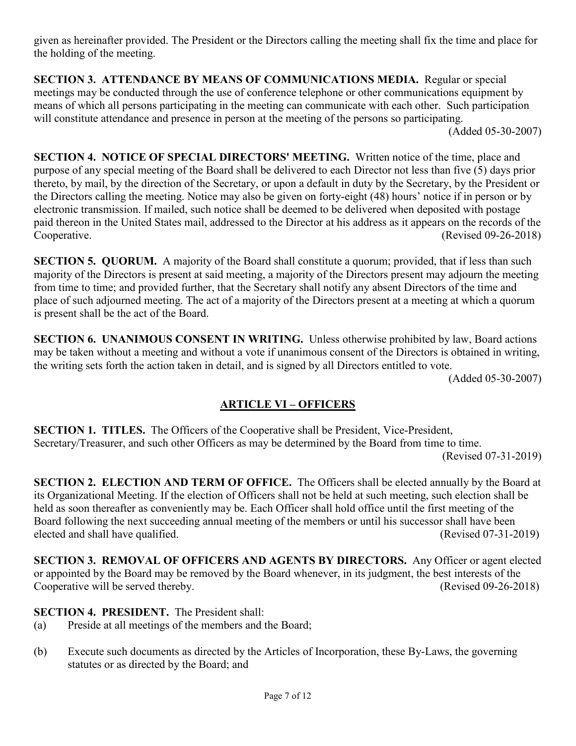given as hereinafter provided. The President or the Directors calling the meeting shall fix the time and place for the holding of the meeting.

**SECTION 3. ATTENDANCE BY MEANS OF COMMUNICATIONS MEDIA.** Regular or special meetings may be conducted through the use of conference telephone or other communications equipment by means of which all persons participating in the meeting can communicate with each other. Such participation will constitute attendance and presence in person at the meeting of the persons so participating.
(Added 05-30-2007)

**SECTION 4. NOTICE OF SPECIAL DIRECTORS' MEETING.** Written notice of the time, place and purpose of any special meeting of the Board shall be delivered to each Director not less than five (5) days prior thereto, by mail, by the direction of the Secretary, or upon a default in duty by the Secretary, by the President or the Directors calling the meeting. Notice may also be given on forty-eight (48) hours' notice if in person or by electronic transmission. If mailed, such notice shall be deemed to be delivered when deposited with postage paid thereon in the United States mail, addressed to the Director at his address as it appears on the records of the Cooperative. (Revised 09-26-2018)

**SECTION 5. QUORUM.** A majority of the Board shall constitute a quorum; provided, that if less than such majority of the Directors is present at said meeting, a majority of the Directors present may adjourn the meeting from time to time; and provided further, that the Secretary shall notify any absent Directors of the time and place of such adjourned meeting. The act of a majority of the Directors present at a meeting at which a quorum is present shall be the act of the Board.

**SECTION 6. UNANIMOUS CONSENT IN WRITING.** Unless otherwise prohibited by law, Board actions may be taken without a meeting and without a vote if unanimous consent of the Directors is obtained in writing, the writing sets forth the action taken in detail, and is signed by all Directors entitled to vote.
(Added 05-30-2007)

## ARTICLE VI – OFFICERS

**SECTION 1. TITLES.** The Officers of the Cooperative shall be President, Vice-President, Secretary/Treasurer, and such other Officers as may be determined by the Board from time to time.
(Revised 07-31-2019)

**SECTION 2. ELECTION AND TERM OF OFFICE.** The Officers shall be elected annually by the Board at its Organizational Meeting. If the election of Officers shall not be held at such meeting, such election shall be held as soon thereafter as conveniently may be. Each Officer shall hold office until the first meeting of the Board following the next succeeding annual meeting of the members or until his successor shall have been elected and shall have qualified. (Revised 07-31-2019)

**SECTION 3. REMOVAL OF OFFICERS AND AGENTS BY DIRECTORS.** Any Officer or agent elected or appointed by the Board may be removed by the Board whenever, in its judgment, the best interests of the Cooperative will be served thereby. (Revised 09-26-2018)

**SECTION 4. PRESIDENT.** The President shall:

(a) Preside at all meetings of the members and the Board;

(b) Execute such documents as directed by the Articles of Incorporation, these By-Laws, the governing statutes or as directed by the Board; and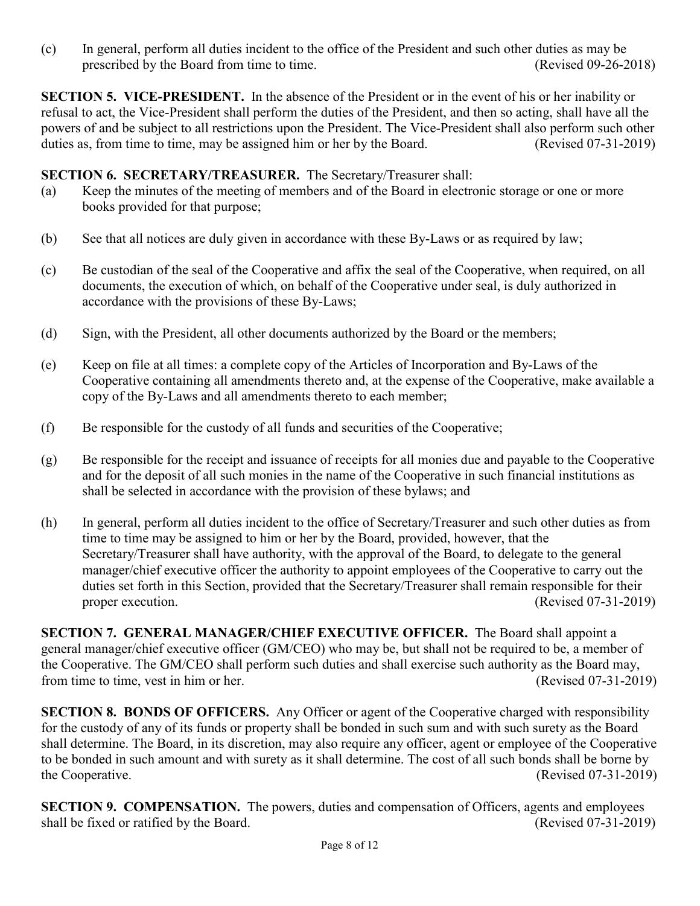(c) In general, perform all duties incident to the office of the President and such other duties as may be prescribed by the Board from time to time. (Revised 09-26-2018)

**SECTION 5. VICE-PRESIDENT.** In the absence of the President or in the event of his or her inability or refusal to act, the Vice-President shall perform the duties of the President, and then so acting, shall have all the powers of and be subject to all restrictions upon the President. The Vice-President shall also perform such other duties as, from time to time, may be assigned him or her by the Board. (Revised 07-31-2019)

**SECTION 6. SECRETARY/TREASURER.** The Secretary/Treasurer shall:

(a) Keep the minutes of the meeting of members and of the Board in electronic storage or one or more books provided for that purpose;

(b) See that all notices are duly given in accordance with these By-Laws or as required by law;

(c) Be custodian of the seal of the Cooperative and affix the seal of the Cooperative, when required, on all documents, the execution of which, on behalf of the Cooperative under seal, is duly authorized in accordance with the provisions of these By-Laws;

(d) Sign, with the President, all other documents authorized by the Board or the members;

(e) Keep on file at all times: a complete copy of the Articles of Incorporation and By-Laws of the Cooperative containing all amendments thereto and, at the expense of the Cooperative, make available a copy of the By-Laws and all amendments thereto to each member;

(f) Be responsible for the custody of all funds and securities of the Cooperative;

(g) Be responsible for the receipt and issuance of receipts for all monies due and payable to the Cooperative and for the deposit of all such monies in the name of the Cooperative in such financial institutions as shall be selected in accordance with the provision of these bylaws; and

(h) In general, perform all duties incident to the office of Secretary/Treasurer and such other duties as from time to time may be assigned to him or her by the Board, provided, however, that the Secretary/Treasurer shall have authority, with the approval of the Board, to delegate to the general manager/chief executive officer the authority to appoint employees of the Cooperative to carry out the duties set forth in this Section, provided that the Secretary/Treasurer shall remain responsible for their proper execution. (Revised 07-31-2019)

**SECTION 7. GENERAL MANAGER/CHIEF EXECUTIVE OFFICER.** The Board shall appoint a general manager/chief executive officer (GM/CEO) who may be, but shall not be required to be, a member of the Cooperative. The GM/CEO shall perform such duties and shall exercise such authority as the Board may, from time to time, vest in him or her. (Revised 07-31-2019)

**SECTION 8. BONDS OF OFFICERS.** Any Officer or agent of the Cooperative charged with responsibility for the custody of any of its funds or property shall be bonded in such sum and with such surety as the Board shall determine. The Board, in its discretion, may also require any officer, agent or employee of the Cooperative to be bonded in such amount and with surety as it shall determine. The cost of all such bonds shall be borne by the Cooperative. (Revised 07-31-2019)

**SECTION 9. COMPENSATION.** The powers, duties and compensation of Officers, agents and employees shall be fixed or ratified by the Board. (Revised 07-31-2019)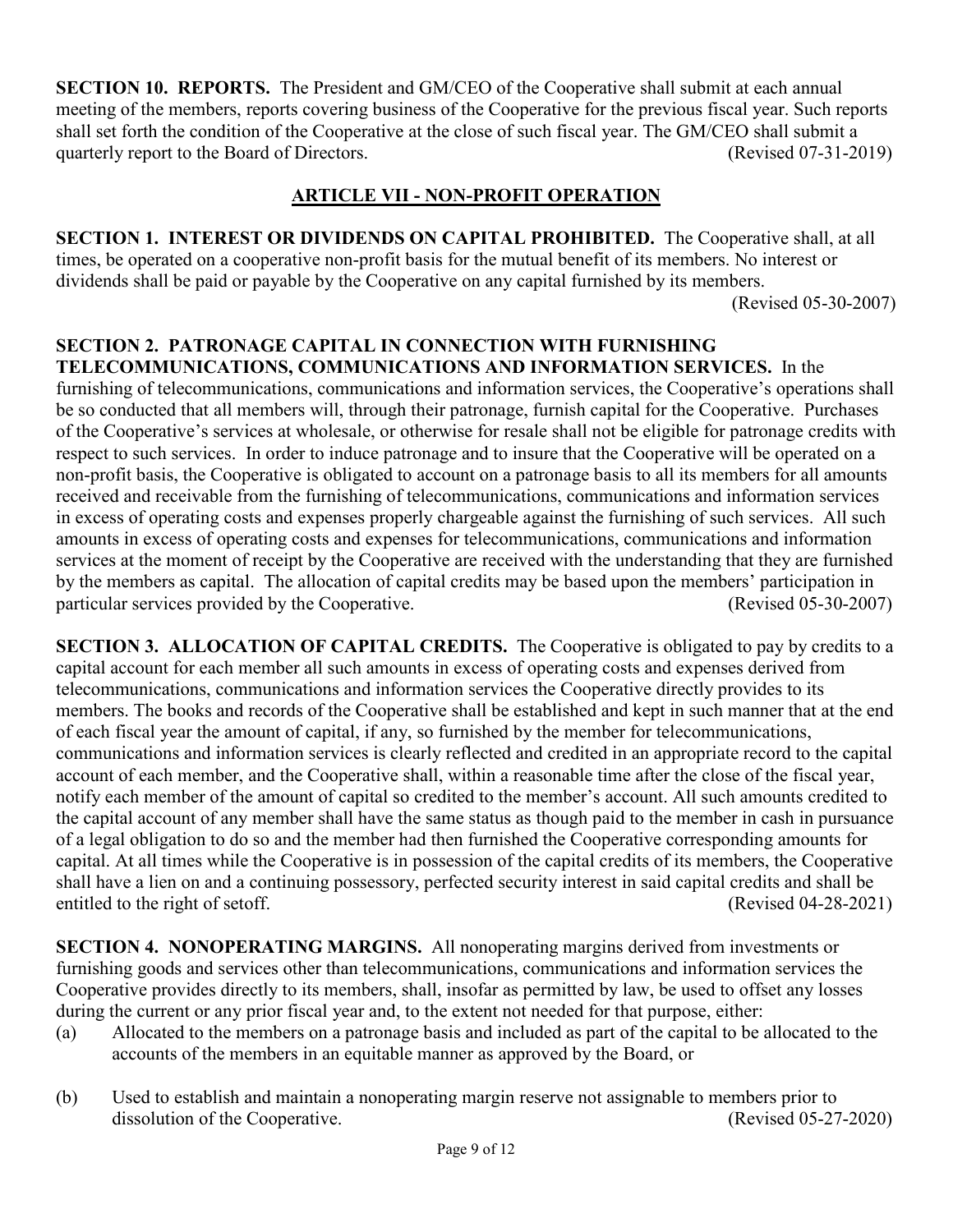**SECTION 10. REPORTS.** The President and GM/CEO of the Cooperative shall submit at each annual meeting of the members, reports covering business of the Cooperative for the previous fiscal year. Such reports shall set forth the condition of the Cooperative at the close of such fiscal year. The GM/CEO shall submit a quarterly report to the Board of Directors. (Revised 07-31-2019)

## ARTICLE VII - NON-PROFIT OPERATION

**SECTION 1. INTEREST OR DIVIDENDS ON CAPITAL PROHIBITED.** The Cooperative shall, at all times, be operated on a cooperative non-profit basis for the mutual benefit of its members. No interest or dividends shall be paid or payable by the Cooperative on any capital furnished by its members. (Revised 05-30-2007)

**SECTION 2. PATRONAGE CAPITAL IN CONNECTION WITH FURNISHING TELECOMMUNICATIONS, COMMUNICATIONS AND INFORMATION SERVICES.** In the furnishing of telecommunications, communications and information services, the Cooperative's operations shall be so conducted that all members will, through their patronage, furnish capital for the Cooperative. Purchases of the Cooperative's services at wholesale, or otherwise for resale shall not be eligible for patronage credits with respect to such services. In order to induce patronage and to insure that the Cooperative will be operated on a non-profit basis, the Cooperative is obligated to account on a patronage basis to all its members for all amounts received and receivable from the furnishing of telecommunications, communications and information services in excess of operating costs and expenses properly chargeable against the furnishing of such services. All such amounts in excess of operating costs and expenses for telecommunications, communications and information services at the moment of receipt by the Cooperative are received with the understanding that they are furnished by the members as capital. The allocation of capital credits may be based upon the members' participation in particular services provided by the Cooperative. (Revised 05-30-2007)

**SECTION 3. ALLOCATION OF CAPITAL CREDITS.** The Cooperative is obligated to pay by credits to a capital account for each member all such amounts in excess of operating costs and expenses derived from telecommunications, communications and information services the Cooperative directly provides to its members. The books and records of the Cooperative shall be established and kept in such manner that at the end of each fiscal year the amount of capital, if any, so furnished by the member for telecommunications, communications and information services is clearly reflected and credited in an appropriate record to the capital account of each member, and the Cooperative shall, within a reasonable time after the close of the fiscal year, notify each member of the amount of capital so credited to the member's account. All such amounts credited to the capital account of any member shall have the same status as though paid to the member in cash in pursuance of a legal obligation to do so and the member had then furnished the Cooperative corresponding amounts for capital. At all times while the Cooperative is in possession of the capital credits of its members, the Cooperative shall have a lien on and a continuing possessory, perfected security interest in said capital credits and shall be entitled to the right of setoff. (Revised 04-28-2021)

**SECTION 4. NONOPERATING MARGINS.** All nonoperating margins derived from investments or furnishing goods and services other than telecommunications, communications and information services the Cooperative provides directly to its members, shall, insofar as permitted by law, be used to offset any losses during the current or any prior fiscal year and, to the extent not needed for that purpose, either:

(a) Allocated to the members on a patronage basis and included as part of the capital to be allocated to the accounts of the members in an equitable manner as approved by the Board, or

(b) Used to establish and maintain a nonoperating margin reserve not assignable to members prior to dissolution of the Cooperative. (Revised 05-27-2020)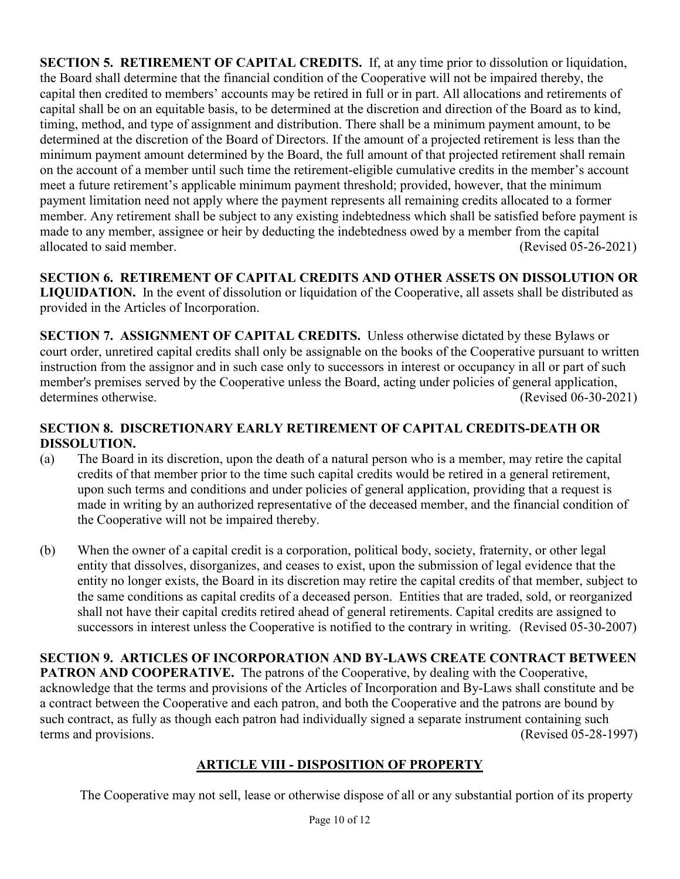**SECTION 5. RETIREMENT OF CAPITAL CREDITS.** If, at any time prior to dissolution or liquidation, the Board shall determine that the financial condition of the Cooperative will not be impaired thereby, the capital then credited to members' accounts may be retired in full or in part. All allocations and retirements of capital shall be on an equitable basis, to be determined at the discretion and direction of the Board as to kind, timing, method, and type of assignment and distribution. There shall be a minimum payment amount, to be determined at the discretion of the Board of Directors. If the amount of a projected retirement is less than the minimum payment amount determined by the Board, the full amount of that projected retirement shall remain on the account of a member until such time the retirement-eligible cumulative credits in the member's account meet a future retirement's applicable minimum payment threshold; provided, however, that the minimum payment limitation need not apply where the payment represents all remaining credits allocated to a former member. Any retirement shall be subject to any existing indebtedness which shall be satisfied before payment is made to any member, assignee or heir by deducting the indebtedness owed by a member from the capital allocated to said member. (Revised 05-26-2021)

**SECTION 6. RETIREMENT OF CAPITAL CREDITS AND OTHER ASSETS ON DISSOLUTION OR LIQUIDATION.** In the event of dissolution or liquidation of the Cooperative, all assets shall be distributed as provided in the Articles of Incorporation.

**SECTION 7. ASSIGNMENT OF CAPITAL CREDITS.** Unless otherwise dictated by these Bylaws or court order, unretired capital credits shall only be assignable on the books of the Cooperative pursuant to written instruction from the assignor and in such case only to successors in interest or occupancy in all or part of such member's premises served by the Cooperative unless the Board, acting under policies of general application, determines otherwise. (Revised 06-30-2021)

**SECTION 8. DISCRETIONARY EARLY RETIREMENT OF CAPITAL CREDITS-DEATH OR DISSOLUTION.**

(a) The Board in its discretion, upon the death of a natural person who is a member, may retire the capital credits of that member prior to the time such capital credits would be retired in a general retirement, upon such terms and conditions and under policies of general application, providing that a request is made in writing by an authorized representative of the deceased member, and the financial condition of the Cooperative will not be impaired thereby.

(b) When the owner of a capital credit is a corporation, political body, society, fraternity, or other legal entity that dissolves, disorganizes, and ceases to exist, upon the submission of legal evidence that the entity no longer exists, the Board in its discretion may retire the capital credits of that member, subject to the same conditions as capital credits of a deceased person. Entities that are traded, sold, or reorganized shall not have their capital credits retired ahead of general retirements. Capital credits are assigned to successors in interest unless the Cooperative is notified to the contrary in writing. (Revised 05-30-2007)

**SECTION 9. ARTICLES OF INCORPORATION AND BY-LAWS CREATE CONTRACT BETWEEN PATRON AND COOPERATIVE.** The patrons of the Cooperative, by dealing with the Cooperative, acknowledge that the terms and provisions of the Articles of Incorporation and By-Laws shall constitute and be a contract between the Cooperative and each patron, and both the Cooperative and the patrons are bound by such contract, as fully as though each patron had individually signed a separate instrument containing such terms and provisions. (Revised 05-28-1997)

## ARTICLE VIII - DISPOSITION OF PROPERTY

The Cooperative may not sell, lease or otherwise dispose of all or any substantial portion of its property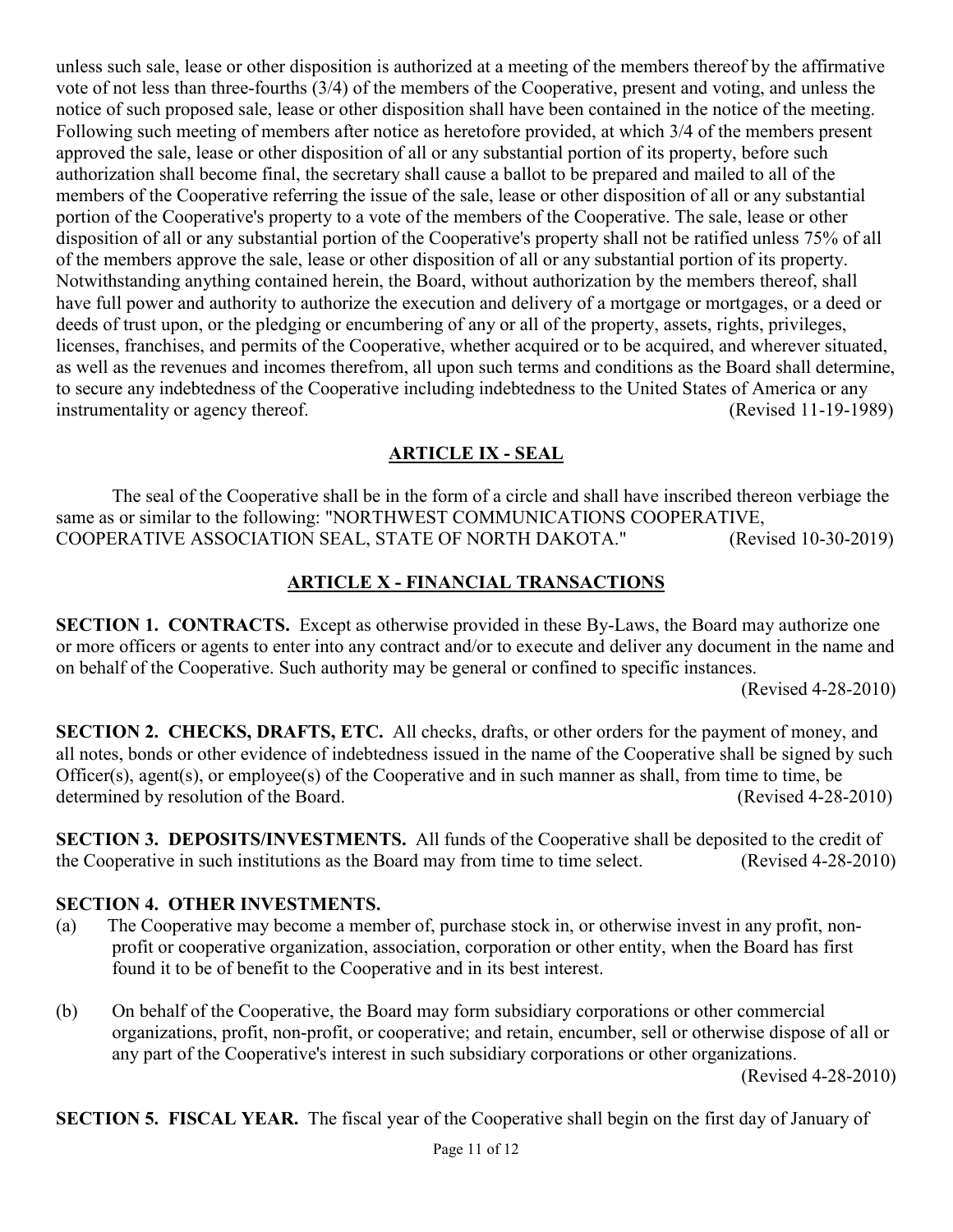unless such sale, lease or other disposition is authorized at a meeting of the members thereof by the affirmative vote of not less than three-fourths (3/4) of the members of the Cooperative, present and voting, and unless the notice of such proposed sale, lease or other disposition shall have been contained in the notice of the meeting. Following such meeting of members after notice as heretofore provided, at which 3/4 of the members present approved the sale, lease or other disposition of all or any substantial portion of its property, before such authorization shall become final, the secretary shall cause a ballot to be prepared and mailed to all of the members of the Cooperative referring the issue of the sale, lease or other disposition of all or any substantial portion of the Cooperative's property to a vote of the members of the Cooperative. The sale, lease or other disposition of all or any substantial portion of the Cooperative's property shall not be ratified unless 75% of all of the members approve the sale, lease or other disposition of all or any substantial portion of its property. Notwithstanding anything contained herein, the Board, without authorization by the members thereof, shall have full power and authority to authorize the execution and delivery of a mortgage or mortgages, or a deed or deeds of trust upon, or the pledging or encumbering of any or all of the property, assets, rights, privileges, licenses, franchises, and permits of the Cooperative, whether acquired or to be acquired, and wherever situated, as well as the revenues and incomes therefrom, all upon such terms and conditions as the Board shall determine, to secure any indebtedness of the Cooperative including indebtedness to the United States of America or any instrumentality or agency thereof. (Revised 11-19-1989)

## ARTICLE IX - SEAL

The seal of the Cooperative shall be in the form of a circle and shall have inscribed thereon verbiage the same as or similar to the following: "NORTHWEST COMMUNICATIONS COOPERATIVE, COOPERATIVE ASSOCIATION SEAL, STATE OF NORTH DAKOTA." (Revised 10-30-2019)

## ARTICLE X - FINANCIAL TRANSACTIONS

**SECTION 1. CONTRACTS.** Except as otherwise provided in these By-Laws, the Board may authorize one or more officers or agents to enter into any contract and/or to execute and deliver any document in the name and on behalf of the Cooperative. Such authority may be general or confined to specific instances. (Revised 4-28-2010)

**SECTION 2. CHECKS, DRAFTS, ETC.** All checks, drafts, or other orders for the payment of money, and all notes, bonds or other evidence of indebtedness issued in the name of the Cooperative shall be signed by such Officer(s), agent(s), or employee(s) of the Cooperative and in such manner as shall, from time to time, be determined by resolution of the Board. (Revised 4-28-2010)

**SECTION 3. DEPOSITS/INVESTMENTS.** All funds of the Cooperative shall be deposited to the credit of the Cooperative in such institutions as the Board may from time to time select. (Revised 4-28-2010)

**SECTION 4. OTHER INVESTMENTS.**

(a) The Cooperative may become a member of, purchase stock in, or otherwise invest in any profit, non-profit or cooperative organization, association, corporation or other entity, when the Board has first found it to be of benefit to the Cooperative and in its best interest.

(b) On behalf of the Cooperative, the Board may form subsidiary corporations or other commercial organizations, profit, non-profit, or cooperative; and retain, encumber, sell or otherwise dispose of all or any part of the Cooperative's interest in such subsidiary corporations or other organizations. (Revised 4-28-2010)

**SECTION 5. FISCAL YEAR.** The fiscal year of the Cooperative shall begin on the first day of January of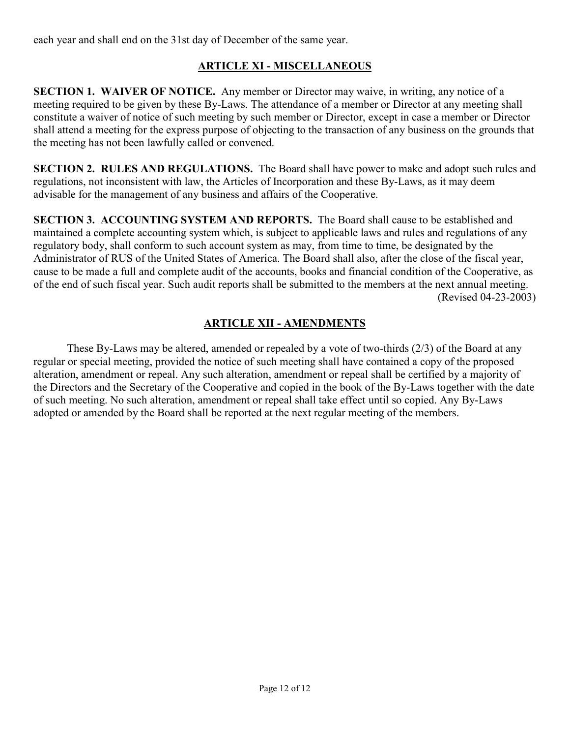each year and shall end on the 31st day of December of the same year.

## ARTICLE XI - MISCELLANEOUS

**SECTION 1. WAIVER OF NOTICE.** Any member or Director may waive, in writing, any notice of a meeting required to be given by these By-Laws. The attendance of a member or Director at any meeting shall constitute a waiver of notice of such meeting by such member or Director, except in case a member or Director shall attend a meeting for the express purpose of objecting to the transaction of any business on the grounds that the meeting has not been lawfully called or convened.

**SECTION 2. RULES AND REGULATIONS.** The Board shall have power to make and adopt such rules and regulations, not inconsistent with law, the Articles of Incorporation and these By-Laws, as it may deem advisable for the management of any business and affairs of the Cooperative.

**SECTION 3. ACCOUNTING SYSTEM AND REPORTS.** The Board shall cause to be established and maintained a complete accounting system which, is subject to applicable laws and rules and regulations of any regulatory body, shall conform to such account system as may, from time to time, be designated by the Administrator of RUS of the United States of America. The Board shall also, after the close of the fiscal year, cause to be made a full and complete audit of the accounts, books and financial condition of the Cooperative, as of the end of such fiscal year. Such audit reports shall be submitted to the members at the next annual meeting. (Revised 04-23-2003)

## ARTICLE XII - AMENDMENTS

These By-Laws may be altered, amended or repealed by a vote of two-thirds (2/3) of the Board at any regular or special meeting, provided the notice of such meeting shall have contained a copy of the proposed alteration, amendment or repeal. Any such alteration, amendment or repeal shall be certified by a majority of the Directors and the Secretary of the Cooperative and copied in the book of the By-Laws together with the date of such meeting. No such alteration, amendment or repeal shall take effect until so copied. Any By-Laws adopted or amended by the Board shall be reported at the next regular meeting of the members.